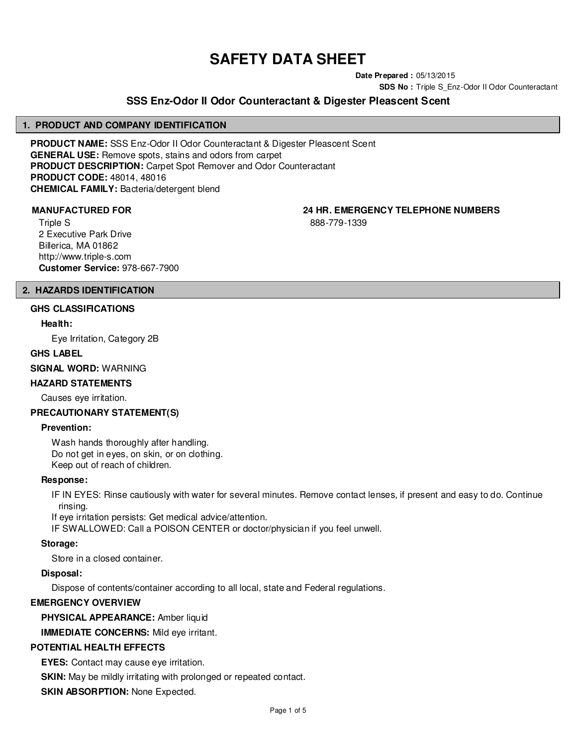# SAFETY DATA SHEET

**Date Prepared :** 05/13/2015

**SDS No :** Triple S_Enz-Odor II Odor Counteractant

## SSS Enz-Odor II Odor Counteractant & Digester Pleascent Scent

## 1. PRODUCT AND COMPANY IDENTIFICATION

**PRODUCT NAME:** SSS Enz-Odor II Odor Counteractant & Digester Pleascent Scent
**GENERAL USE:** Remove spots, stains and odors from carpet
**PRODUCT DESCRIPTION:** Carpet Spot Remover and Odor Counteractant
**PRODUCT CODE:** 48014, 48016
**CHEMICAL FAMILY:** Bacteria/detergent blend

**MANUFACTURED FOR**

Triple S
2 Executive Park Drive
Billerica, MA 01862
http://www.triple-s.com
**Customer Service:** 978-667-7900

**24 HR. EMERGENCY TELEPHONE NUMBERS**

888-779-1339

## 2. HAZARDS IDENTIFICATION

### GHS CLASSIFICATIONS

**Health:**

Eye Irritation, Category 2B

### GHS LABEL

**SIGNAL WORD:** WARNING

### HAZARD STATEMENTS

Causes eye irritation.

### PRECAUTIONARY STATEMENT(S)

**Prevention:**

Wash hands thoroughly after handling.
Do not get in eyes, on skin, or on clothing.
Keep out of reach of children.

**Response:**

IF IN EYES: Rinse cautiously with water for several minutes. Remove contact lenses, if present and easy to do. Continue rinsing.
If eye irritation persists: Get medical advice/attention.
IF SWALLOWED: Call a POISON CENTER or doctor/physician if you feel unwell.

**Storage:**

Store in a closed container.

**Disposal:**

Dispose of contents/container according to all local, state and Federal regulations.

### EMERGENCY OVERVIEW

**PHYSICAL APPEARANCE:** Amber liquid

**IMMEDIATE CONCERNS:** Mild eye irritant.

### POTENTIAL HEALTH EFFECTS

**EYES:** Contact may cause eye irritation.

**SKIN:** May be mildly irritating with prolonged or repeated contact.

**SKIN ABSORPTION:** None Expected.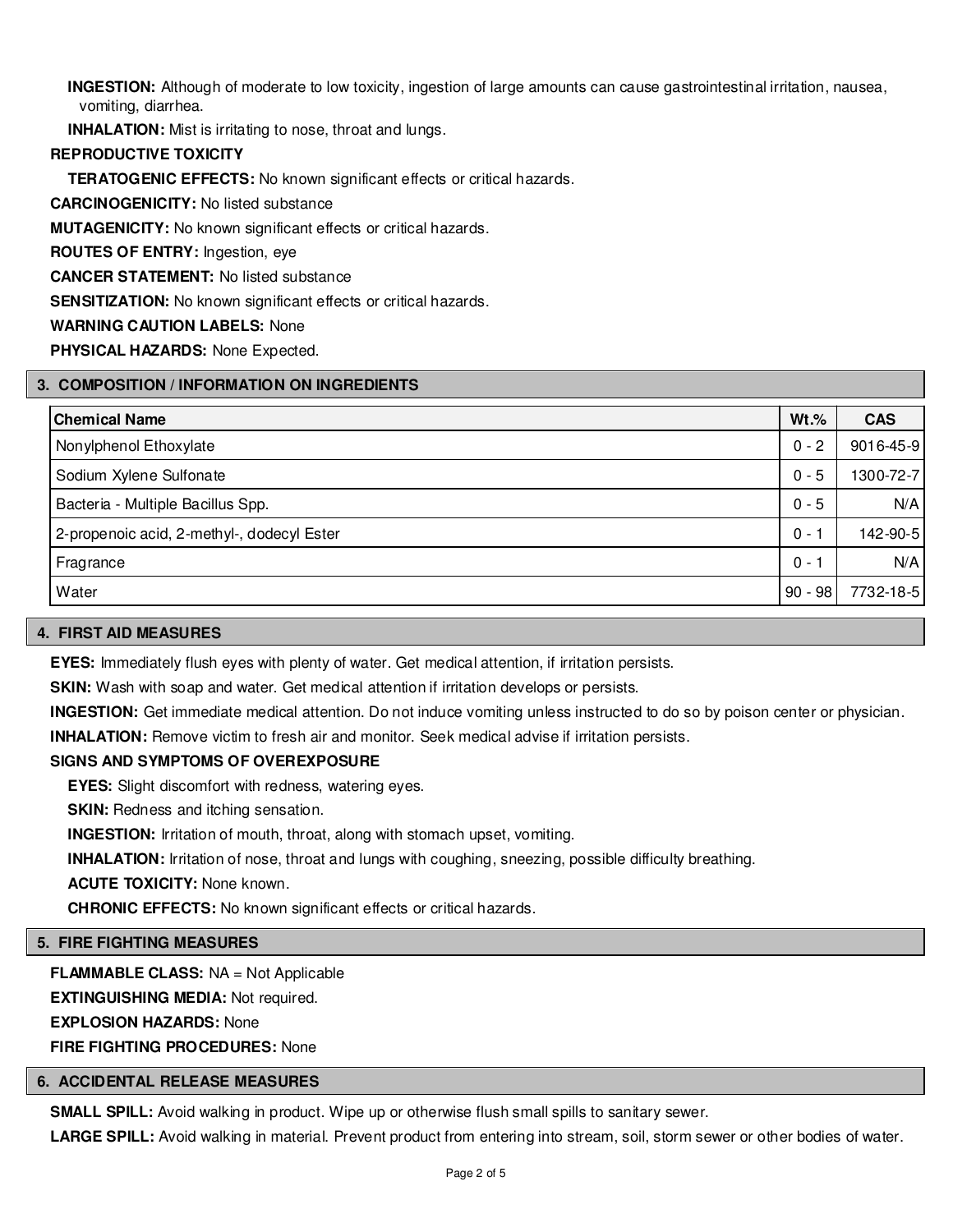**INGESTION:** Although of moderate to low toxicity, ingestion of large amounts can cause gastrointestinal irritation, nausea, vomiting, diarrhea.

**INHALATION:** Mist is irritating to nose, throat and lungs.

**REPRODUCTIVE TOXICITY**

**TERATOGENIC EFFECTS:** No known significant effects or critical hazards.

**CARCINOGENICITY:** No listed substance

**MUTAGENICITY:** No known significant effects or critical hazards.

**ROUTES OF ENTRY:** Ingestion, eye

**CANCER STATEMENT:** No listed substance

**SENSITIZATION:** No known significant effects or critical hazards.

**WARNING CAUTION LABELS:** None

**PHYSICAL HAZARDS:** None Expected.

## 3. COMPOSITION / INFORMATION ON INGREDIENTS

| Chemical Name | Wt.% | CAS |
|---|---|---|
| Nonylphenol Ethoxylate | 0 - 2 | 9016-45-9 |
| Sodium Xylene Sulfonate | 0 - 5 | 1300-72-7 |
| Bacteria - Multiple Bacillus Spp. | 0 - 5 | N/A |
| 2-propenoic acid, 2-methyl-, dodecyl Ester | 0 - 1 | 142-90-5 |
| Fragrance | 0 - 1 | N/A |
| Water | 90 - 98 | 7732-18-5 |

## 4. FIRST AID MEASURES

**EYES:** Immediately flush eyes with plenty of water. Get medical attention, if irritation persists.

**SKIN:** Wash with soap and water. Get medical attention if irritation develops or persists.

**INGESTION:** Get immediate medical attention. Do not induce vomiting unless instructed to do so by poison center or physician.

**INHALATION:** Remove victim to fresh air and monitor. Seek medical advise if irritation persists.

**SIGNS AND SYMPTOMS OF OVEREXPOSURE**

**EYES:** Slight discomfort with redness, watering eyes.

**SKIN:** Redness and itching sensation.

**INGESTION:** Irritation of mouth, throat, along with stomach upset, vomiting.

**INHALATION:** Irritation of nose, throat and lungs with coughing, sneezing, possible difficulty breathing.

**ACUTE TOXICITY:** None known.

**CHRONIC EFFECTS:** No known significant effects or critical hazards.

## 5. FIRE FIGHTING MEASURES

**FLAMMABLE CLASS:** NA = Not Applicable

**EXTINGUISHING MEDIA:** Not required.

**EXPLOSION HAZARDS:** None

**FIRE FIGHTING PROCEDURES:** None

## 6. ACCIDENTAL RELEASE MEASURES

**SMALL SPILL:** Avoid walking in product. Wipe up or otherwise flush small spills to sanitary sewer.

**LARGE SPILL:** Avoid walking in material. Prevent product from entering into stream, soil, storm sewer or other bodies of water.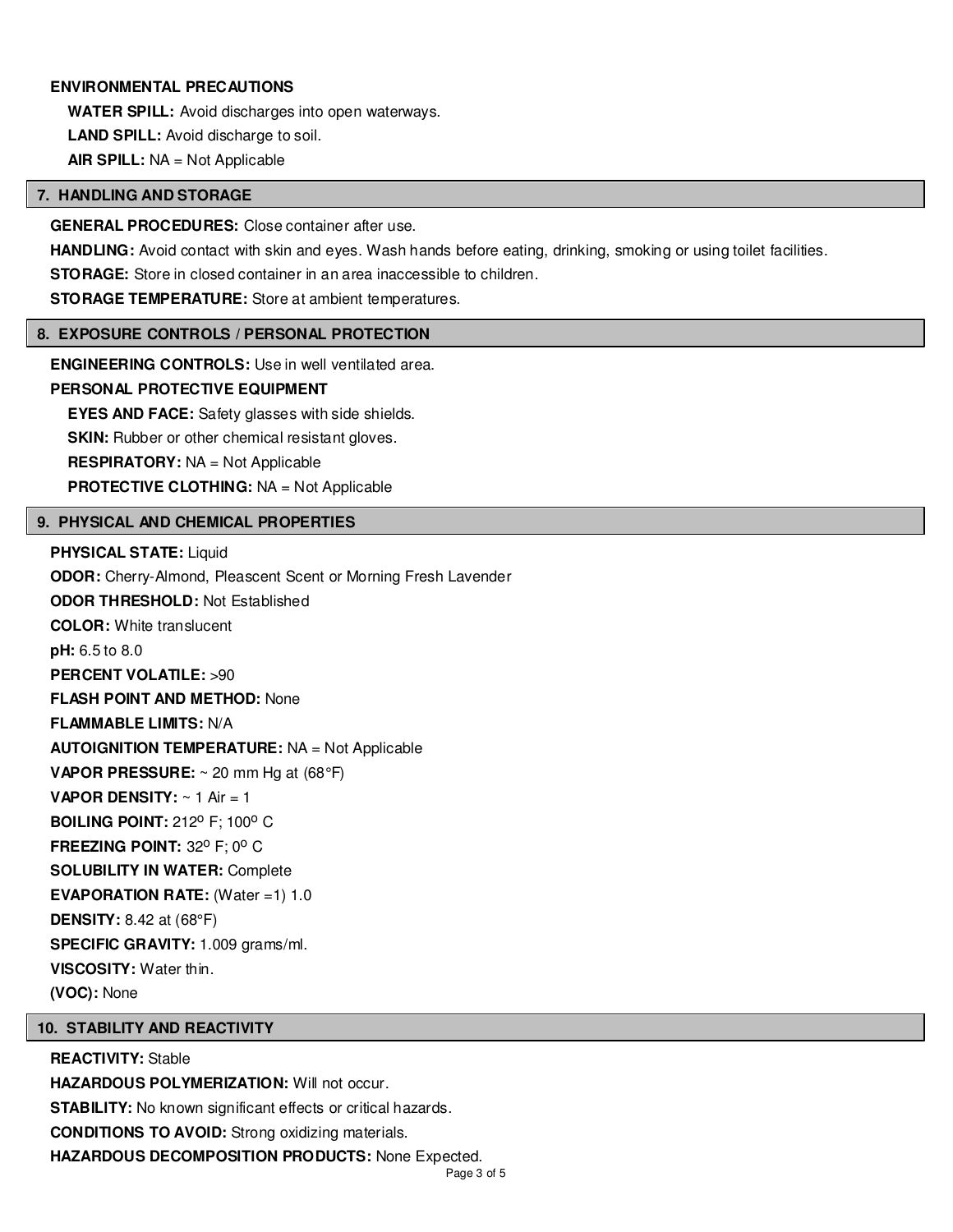**ENVIRONMENTAL PRECAUTIONS**

**WATER SPILL:** Avoid discharges into open waterways.

**LAND SPILL:** Avoid discharge to soil.

**AIR SPILL:** NA = Not Applicable

## 7. HANDLING AND STORAGE

**GENERAL PROCEDURES:** Close container after use.

**HANDLING:** Avoid contact with skin and eyes. Wash hands before eating, drinking, smoking or using toilet facilities.

**STORAGE:** Store in closed container in an area inaccessible to children.

**STORAGE TEMPERATURE:** Store at ambient temperatures.

## 8. EXPOSURE CONTROLS / PERSONAL PROTECTION

**ENGINEERING CONTROLS:** Use in well ventilated area.

**PERSONAL PROTECTIVE EQUIPMENT**

**EYES AND FACE:** Safety glasses with side shields.

**SKIN:** Rubber or other chemical resistant gloves.

**RESPIRATORY:** NA = Not Applicable

**PROTECTIVE CLOTHING:** NA = Not Applicable

## 9. PHYSICAL AND CHEMICAL PROPERTIES

**PHYSICAL STATE:** Liquid

**ODOR:** Cherry-Almond, Pleascent Scent or Morning Fresh Lavender

**ODOR THRESHOLD:** Not Established

**COLOR:** White translucent

**pH:** 6.5 to 8.0

**PERCENT VOLATILE:** >90

**FLASH POINT AND METHOD:** None

**FLAMMABLE LIMITS:** N/A

**AUTOIGNITION TEMPERATURE:** NA = Not Applicable

**VAPOR PRESSURE:** ~ 20 mm Hg at (68°F)

**VAPOR DENSITY:** ~ 1 Air = 1

**BOILING POINT:** 212° F; 100° C

**FREEZING POINT:** 32° F; 0° C

**SOLUBILITY IN WATER:** Complete

**EVAPORATION RATE:** (Water =1) 1.0

**DENSITY:** 8.42 at (68°F)

**SPECIFIC GRAVITY:** 1.009 grams/ml.

**VISCOSITY:** Water thin.

**(VOC):** None

## 10. STABILITY AND REACTIVITY

**REACTIVITY:** Stable

**HAZARDOUS POLYMERIZATION:** Will not occur.

**STABILITY:** No known significant effects or critical hazards.

**CONDITIONS TO AVOID:** Strong oxidizing materials.

**HAZARDOUS DECOMPOSITION PRODUCTS:** None Expected.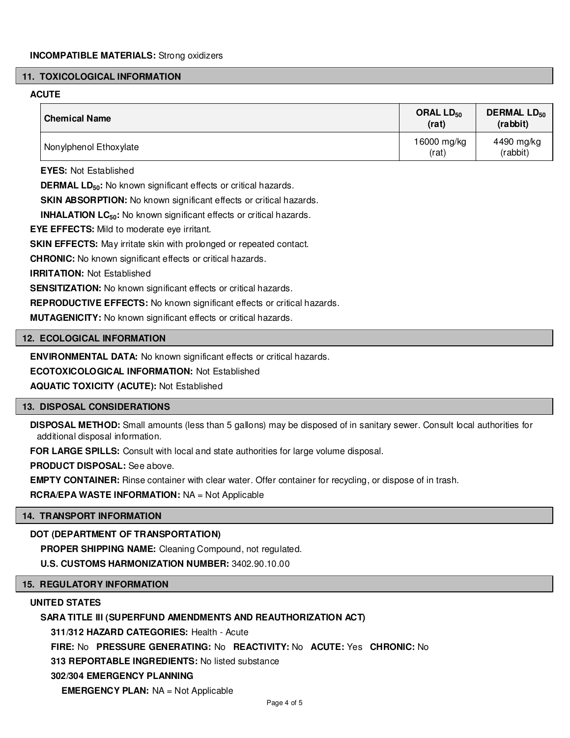**INCOMPATIBLE MATERIALS:** Strong oxidizers

## 11. TOXICOLOGICAL INFORMATION

### ACUTE

| Chemical Name | ORAL $LD_{50}$ (rat) | DERMAL $LD_{50}$ (rabbit) |
|---|---|---|
| Nonylphenol Ethoxylate | 16000 mg/kg (rat) | 4490 mg/kg (rabbit) |

**EYES:** Not Established

**DERMAL $LD_{50}$:** No known significant effects or critical hazards.

**SKIN ABSORPTION:** No known significant effects or critical hazards.

**INHALATION $LC_{50}$:** No known significant effects or critical hazards.

**EYE EFFECTS:** Mild to moderate eye irritant.

**SKIN EFFECTS:** May irritate skin with prolonged or repeated contact.

**CHRONIC:** No known significant effects or critical hazards.

**IRRITATION:** Not Established

**SENSITIZATION:** No known significant effects or critical hazards.

**REPRODUCTIVE EFFECTS:** No known significant effects or critical hazards.

**MUTAGENICITY:** No known significant effects or critical hazards.

## 12. ECOLOGICAL INFORMATION

**ENVIRONMENTAL DATA:** No known significant effects or critical hazards.

**ECOTOXICOLOGICAL INFORMATION:** Not Established

**AQUATIC TOXICITY (ACUTE):** Not Established

## 13. DISPOSAL CONSIDERATIONS

**DISPOSAL METHOD:** Small amounts (less than 5 gallons) may be disposed of in sanitary sewer. Consult local authorities for additional disposal information.

**FOR LARGE SPILLS:** Consult with local and state authorities for large volume disposal.

**PRODUCT DISPOSAL:** See above.

**EMPTY CONTAINER:** Rinse container with clear water. Offer container for recycling, or dispose of in trash.

**RCRA/EPA WASTE INFORMATION:** NA = Not Applicable

## 14. TRANSPORT INFORMATION

### DOT (DEPARTMENT OF TRANSPORTATION)

**PROPER SHIPPING NAME:** Cleaning Compound, not regulated.

**U.S. CUSTOMS HARMONIZATION NUMBER:** 3402.90.10.00

## 15. REGULATORY INFORMATION

### UNITED STATES

#### SARA TITLE III (SUPERFUND AMENDMENTS AND REAUTHORIZATION ACT)

**311/312 HAZARD CATEGORIES:** Health - Acute

**FIRE:** No **PRESSURE GENERATING:** No **REACTIVITY:** No **ACUTE:** Yes **CHRONIC:** No

**313 REPORTABLE INGREDIENTS:** No listed substance

**302/304 EMERGENCY PLANNING**

**EMERGENCY PLAN:** NA = Not Applicable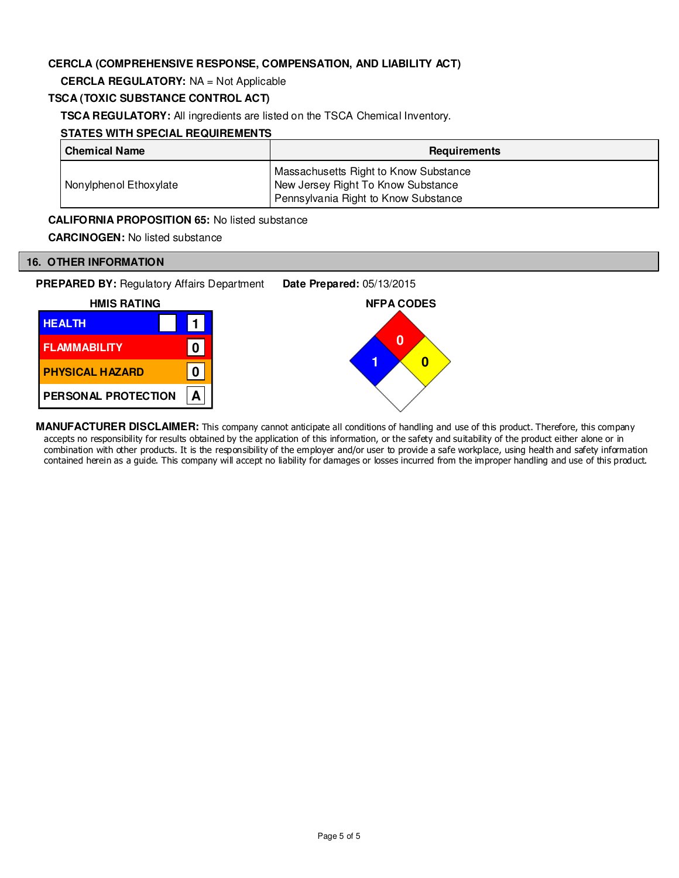**CERCLA (COMPREHENSIVE RESPONSE, COMPENSATION, AND LIABILITY ACT)**

**CERCLA REGULATORY:** NA = Not Applicable

**TSCA (TOXIC SUBSTANCE CONTROL ACT)**

**TSCA REGULATORY:** All ingredients are listed on the TSCA Chemical Inventory.

**STATES WITH SPECIAL REQUIREMENTS**

| Chemical Name | Requirements |
|---|---|
| Nonylphenol Ethoxylate | Massachusetts Right to Know Substance<br>New Jersey Right To Know Substance<br>Pennsylvania Right to Know Substance |

**CALIFORNIA PROPOSITION 65:** No listed substance

**CARCINOGEN:** No listed substance

## 16. OTHER INFORMATION

**PREPARED BY:** Regulatory Affairs Department **Date Prepared:** 05/13/2015

**HMIS RATING**

| | |
|---|---|
| HEALTH | 1 |
| FLAMMABILITY | 0 |
| PHYSICAL HAZARD | 0 |
| PERSONAL PROTECTION | A |

**NFPA CODES**

0
1
0

**MANUFACTURER DISCLAIMER:** This company cannot anticipate all conditions of handling and use of this product. Therefore, this company accepts no responsibility for results obtained by the application of this information, or the safety and suitability of the product either alone or in combination with other products. It is the responsibility of the employer and/or user to provide a safe workplace, using health and safety information contained herein as a guide. This company will accept no liability for damages or losses incurred from the improper handling and use of this product.